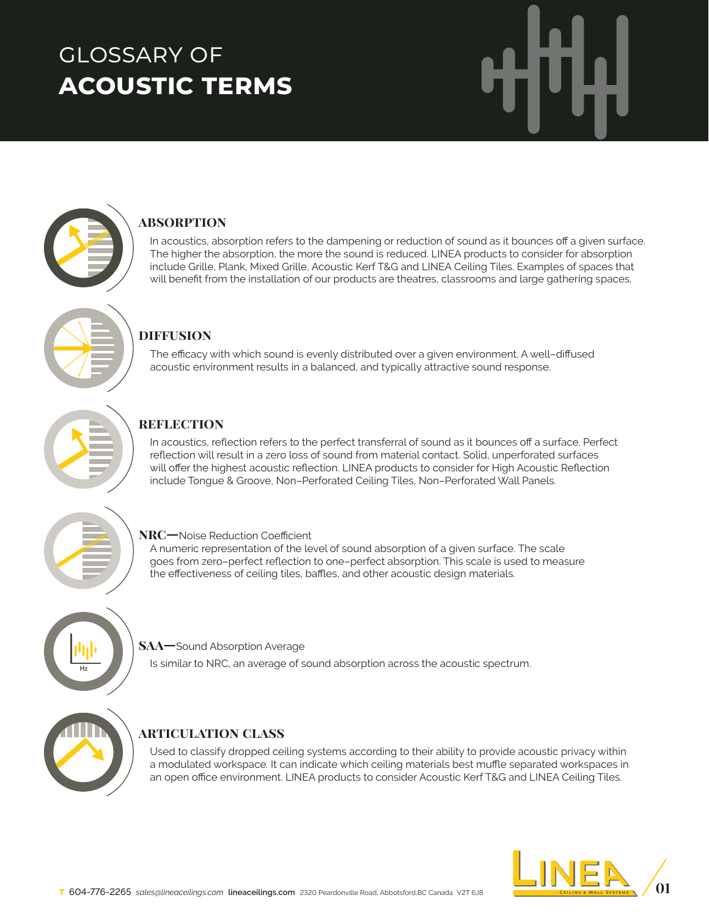# GLOSSARY OF **ACOUSTIC TERMS**

## ABSORPTION

In acoustics, absorption refers to the dampening or reduction of sound as it bounces off a given surface. The higher the absorption, the more the sound is reduced. LINEA products to consider for absorption include Grille, Plank, Mixed Grille, Acoustic Kerf T&G and LINEA Ceiling Tiles. Examples of spaces that will benefit from the installation of our products are theatres, classrooms and large gathering spaces.

## DIFFUSION

The efficacy with which sound is evenly distributed over a given environment. A well-diffused acoustic environment results in a balanced, and typically attractive sound response.

## REFLECTION

In acoustics, reflection refers to the perfect transferral of sound as it bounces off a surface. Perfect reflection will result in a zero loss of sound from material contact. Solid, unperforated surfaces will offer the highest acoustic reflection. LINEA products to consider for High Acoustic Reflection include Tongue & Groove, Non-Perforated Ceiling Tiles, Non-Perforated Wall Panels.

## NRC—Noise Reduction Coefficient

A numeric representation of the level of sound absorption of a given surface. The scale goes from zero-perfect reflection to one-perfect absorption. This scale is used to measure the effectiveness of ceiling tiles, baffles, and other acoustic design materials.

## SAA—Sound Absorption Average

Is similar to NRC, an average of sound absorption across the acoustic spectrum.

## ARTICULATION CLASS

Used to classify dropped ceiling systems according to their ability to provide acoustic privacy within a modulated workspace. It can indicate which ceiling materials best muffle separated workspaces in an open office environment. LINEA products to consider Acoustic Kerf T&G and LINEA Ceiling Tiles.

T 604-776-2265 *sales@lineaceilings.com* **lineaceilings.com** 2320 Peardonville Road, Abbotsford,BC Canada V2T 6J8

LINEA Ceiling & Wall Systems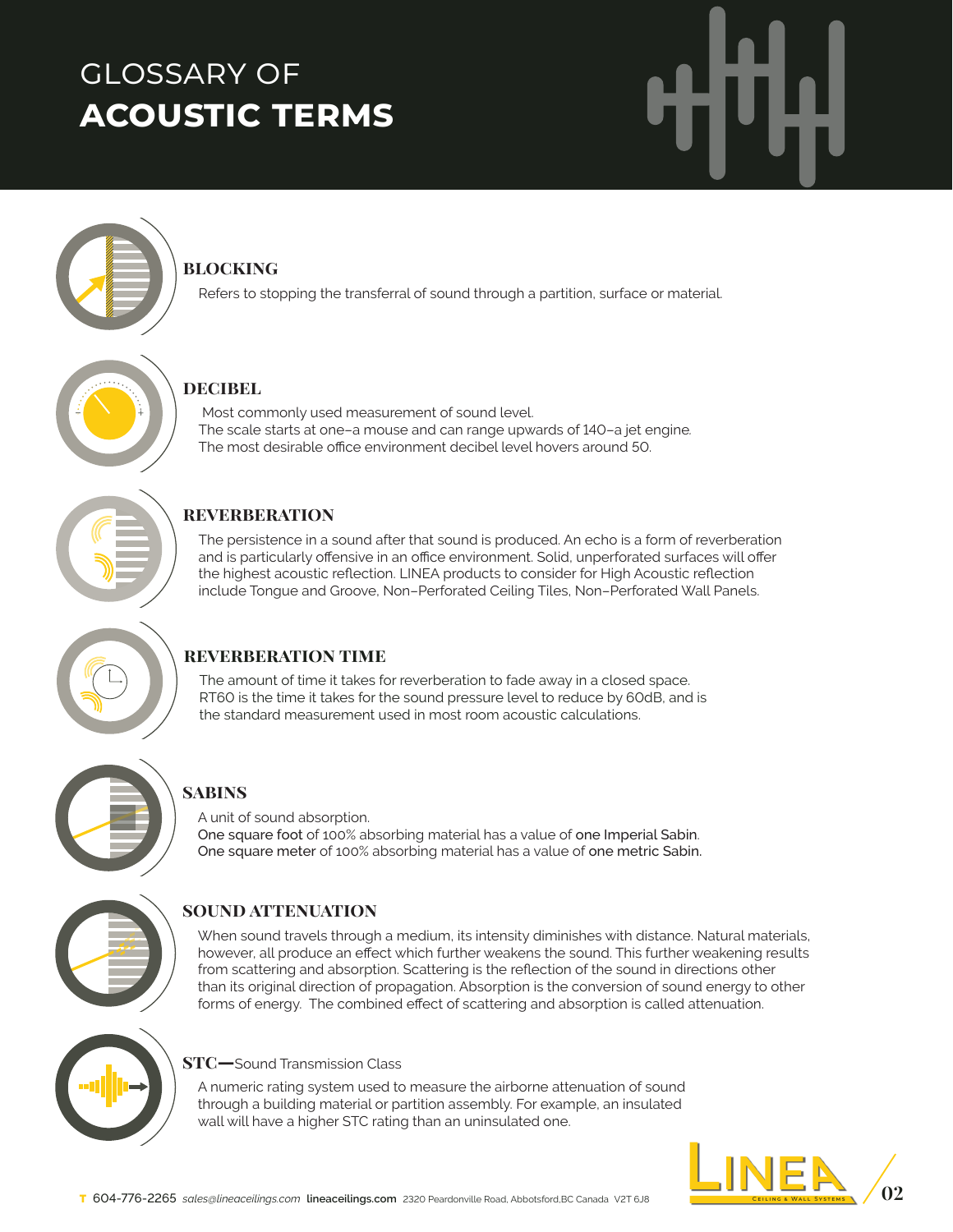# GLOSSARY OF **ACOUSTIC TERMS**

### BLOCKING

Refers to stopping the transferral of sound through a partition, surface or material.

### DECIBEL

Most commonly used measurement of sound level.
The scale starts at one–a mouse and can range upwards of 140–a jet engine.
The most desirable office environment decibel level hovers around 50.

### REVERBERATION

The persistence in a sound after that sound is produced. An echo is a form of reverberation and is particularly offensive in an office environment. Solid, unperforated surfaces will offer the highest acoustic reflection. LINEA products to consider for High Acoustic reflection include Tongue and Groove, Non–Perforated Ceiling Tiles, Non–Perforated Wall Panels.

### REVERBERATION TIME

The amount of time it takes for reverberation to fade away in a closed space.
RT60 is the time it takes for the sound pressure level to reduce by 60dB, and is the standard measurement used in most room acoustic calculations.

### SABINS

A unit of sound absorption.
One square foot of 100% absorbing material has a value of one Imperial Sabin.
One square meter of 100% absorbing material has a value of one metric Sabin.

### SOUND ATTENUATION

When sound travels through a medium, its intensity diminishes with distance. Natural materials, however, all produce an effect which further weakens the sound. This further weakening results from scattering and absorption. Scattering is the reflection of the sound in directions other than its original direction of propagation. Absorption is the conversion of sound energy to other forms of energy. The combined effect of scattering and absorption is called attenuation.

### STC—Sound Transmission Class

A numeric rating system used to measure the airborne attenuation of sound through a building material or partition assembly. For example, an insulated wall will have a higher STC rating than an uninsulated one.

T 604-776-2265 *sales@lineaceilings.com* **lineaceilings.com** 2320 Peardonville Road, Abbotsford,BC Canada V2T 6J8

LINEA Ceiling & Wall Systems